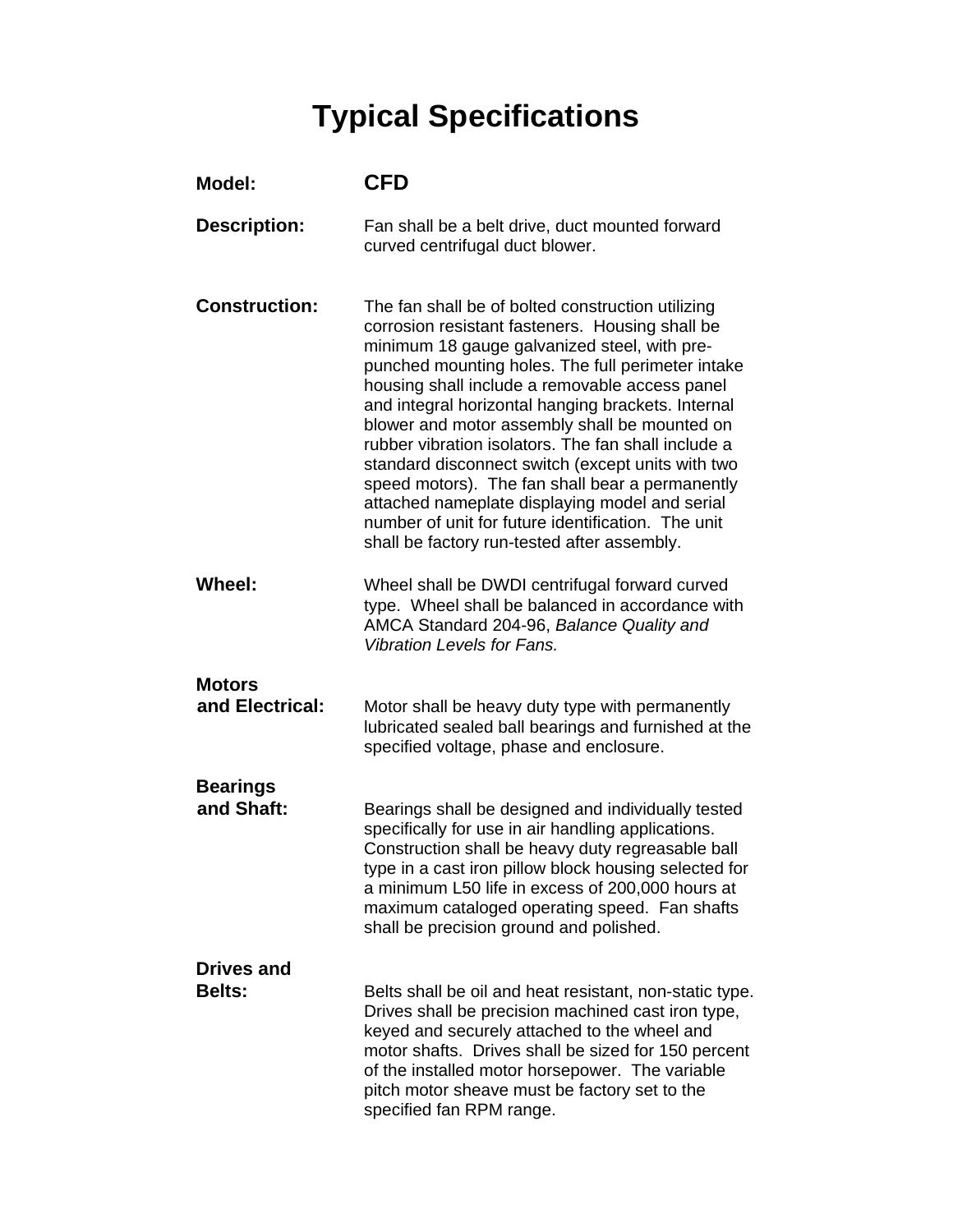# Typical Specifications

**Model:** **CFD**

**Description:** Fan shall be a belt drive, duct mounted forward curved centrifugal duct blower.

**Construction:** The fan shall be of bolted construction utilizing corrosion resistant fasteners. Housing shall be minimum 18 gauge galvanized steel, with pre-punched mounting holes. The full perimeter intake housing shall include a removable access panel and integral horizontal hanging brackets. Internal blower and motor assembly shall be mounted on rubber vibration isolators. The fan shall include a standard disconnect switch (except units with two speed motors). The fan shall bear a permanently attached nameplate displaying model and serial number of unit for future identification. The unit shall be factory run-tested after assembly.

**Wheel:** Wheel shall be DWDI centrifugal forward curved type. Wheel shall be balanced in accordance with AMCA Standard 204-96, *Balance Quality and Vibration Levels for Fans.*

**Motors and Electrical:** Motor shall be heavy duty type with permanently lubricated sealed ball bearings and furnished at the specified voltage, phase and enclosure.

**Bearings and Shaft:** Bearings shall be designed and individually tested specifically for use in air handling applications. Construction shall be heavy duty regreasable ball type in a cast iron pillow block housing selected for a minimum L50 life in excess of 200,000 hours at maximum cataloged operating speed. Fan shafts shall be precision ground and polished.

**Drives and Belts:** Belts shall be oil and heat resistant, non-static type. Drives shall be precision machined cast iron type, keyed and securely attached to the wheel and motor shafts. Drives shall be sized for 150 percent of the installed motor horsepower. The variable pitch motor sheave must be factory set to the specified fan RPM range.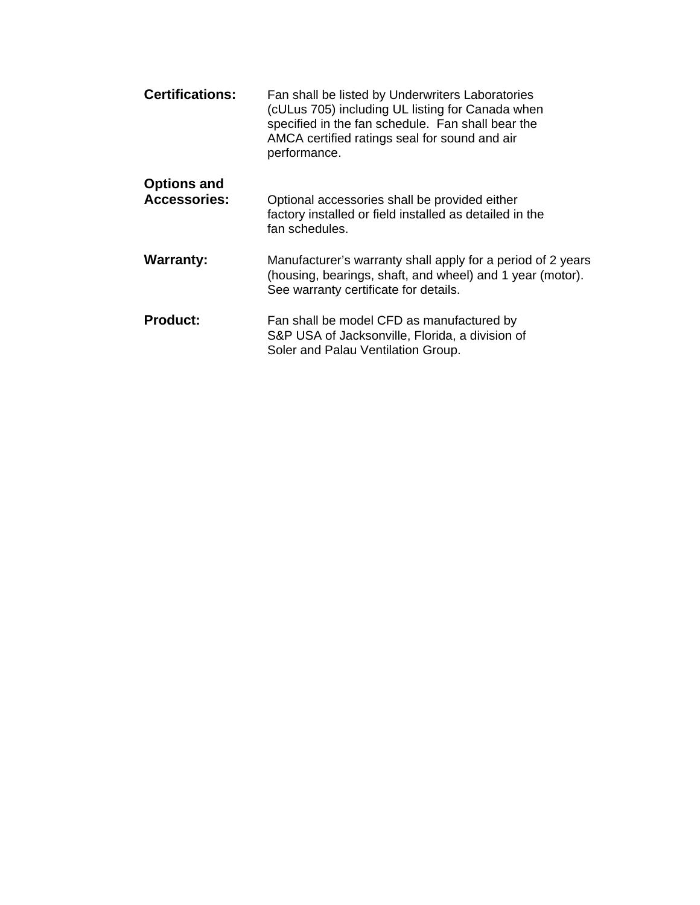**Certifications:** Fan shall be listed by Underwriters Laboratories (cULus 705) including UL listing for Canada when specified in the fan schedule. Fan shall bear the AMCA certified ratings seal for sound and air performance.

**Options and Accessories:** Optional accessories shall be provided either factory installed or field installed as detailed in the fan schedules.

**Warranty:** Manufacturer's warranty shall apply for a period of 2 years (housing, bearings, shaft, and wheel) and 1 year (motor). See warranty certificate for details.

**Product:** Fan shall be model CFD as manufactured by S&P USA of Jacksonville, Florida, a division of Soler and Palau Ventilation Group.